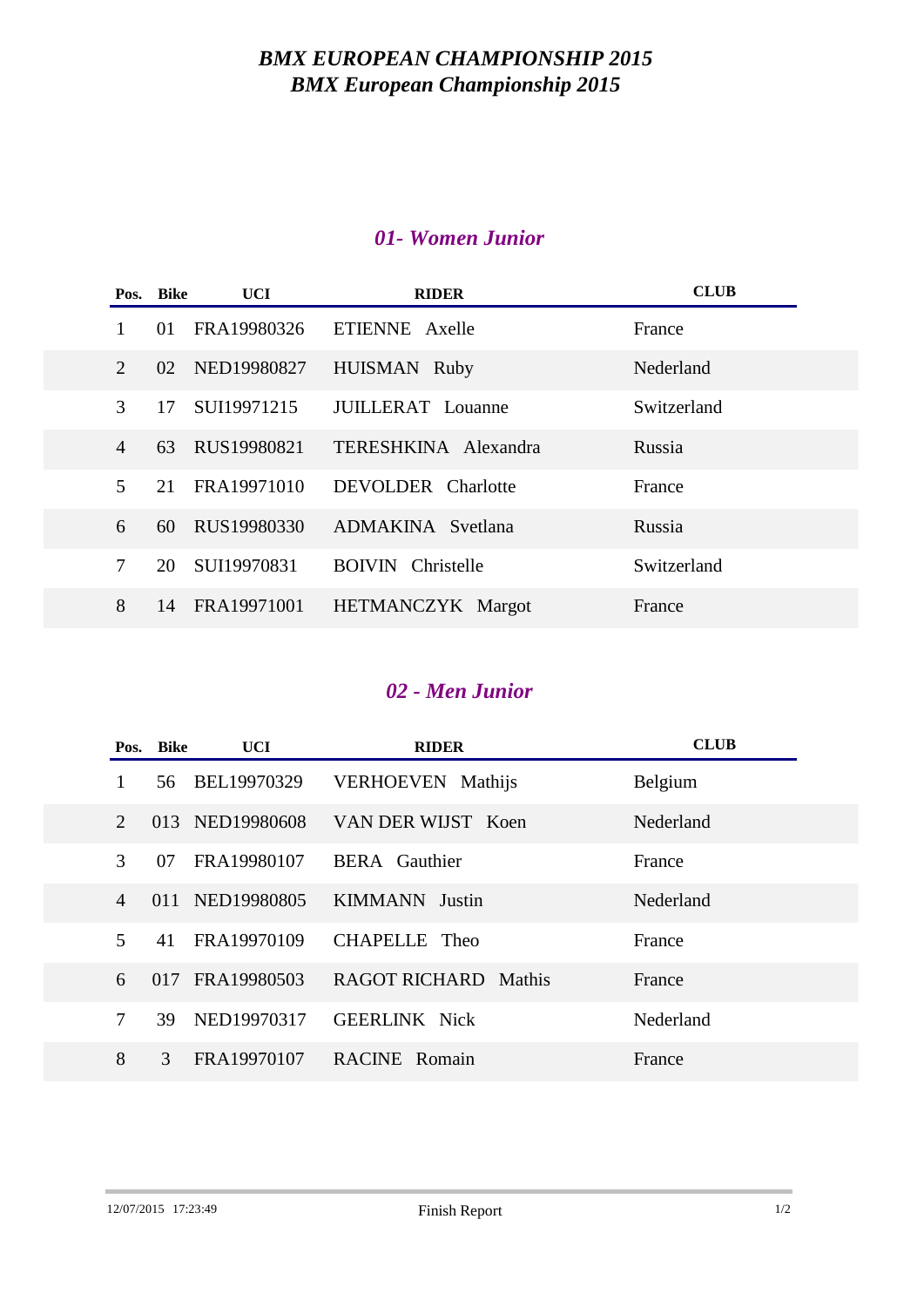# *BMX EUROPEAN CHAMPIONSHIP 2015*
## *BMX European Championship 2015*

### *01- Women Junior*

| Pos. | Bike | UCI | RIDER | CLUB |
|---|---|---|---|---|
| 1 | 01 | FRA19980326 | ETIENNE Axelle | France |
| 2 | 02 | NED19980827 | HUISMAN Ruby | Nederland |
| 3 | 17 | SUI19971215 | JUILLERAT Louanne | Switzerland |
| 4 | 63 | RUS19980821 | TERESHKINA Alexandra | Russia |
| 5 | 21 | FRA19971010 | DEVOLDER Charlotte | France |
| 6 | 60 | RUS19980330 | ADMAKINA Svetlana | Russia |
| 7 | 20 | SUI19970831 | BOIVIN Christelle | Switzerland |
| 8 | 14 | FRA19971001 | HETMANCZYK Margot | France |

### *02 - Men Junior*

| Pos. | Bike | UCI | RIDER | CLUB |
|---|---|---|---|---|
| 1 | 56 | BEL19970329 | VERHOEVEN Mathijs | Belgium |
| 2 | 013 | NED19980608 | VAN DER WIJST Koen | Nederland |
| 3 | 07 | FRA19980107 | BERA Gauthier | France |
| 4 | 011 | NED19980805 | KIMMANN Justin | Nederland |
| 5 | 41 | FRA19970109 | CHAPELLE Theo | France |
| 6 | 017 | FRA19980503 | RAGOT RICHARD Mathis | France |
| 7 | 39 | NED19970317 | GEERLINK Nick | Nederland |
| 8 | 3 | FRA19970107 | RACINE Romain | France |

12/07/2015 17:23:49 Finish Report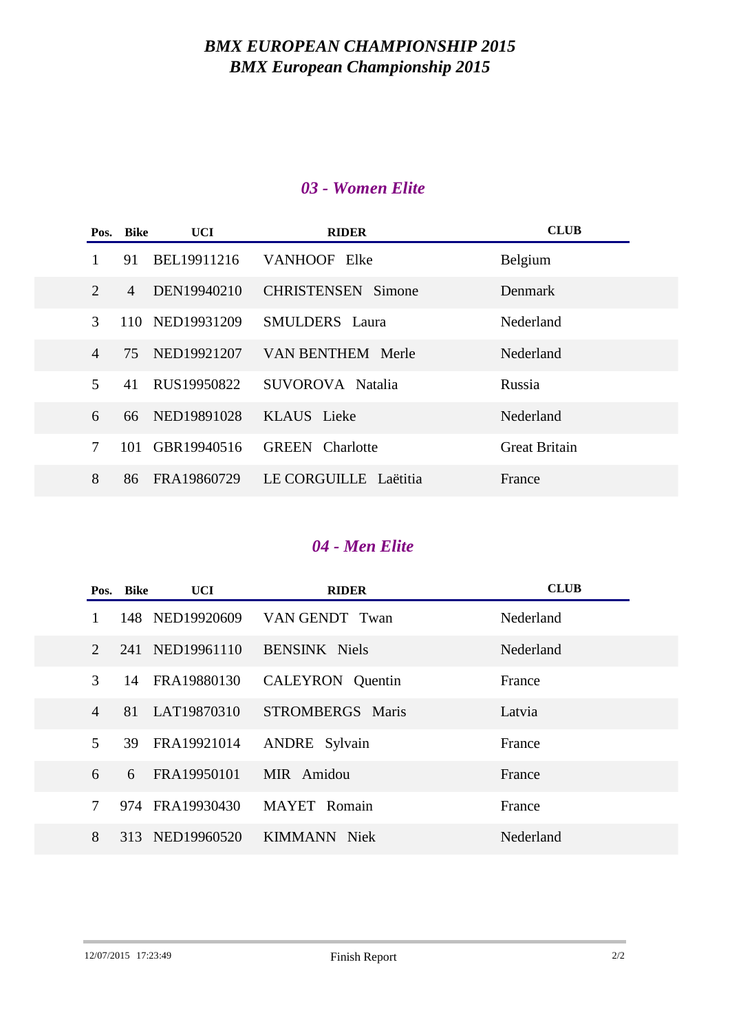# *BMX EUROPEAN CHAMPIONSHIP 2015*
# *BMX European Championship 2015*

## *03 - Women Elite*

| Pos. | Bike | UCI | RIDER | CLUB |
| --- | --- | --- | --- | --- |
| 1 | 91 | BEL19911216 | VANHOOF Elke | Belgium |
| 2 | 4 | DEN19940210 | CHRISTENSEN Simone | Denmark |
| 3 | 110 | NED19931209 | SMULDERS Laura | Nederland |
| 4 | 75 | NED19921207 | VAN BENTHEM Merle | Nederland |
| 5 | 41 | RUS19950822 | SUVOROVA Natalia | Russia |
| 6 | 66 | NED19891028 | KLAUS Lieke | Nederland |
| 7 | 101 | GBR19940516 | GREEN Charlotte | Great Britain |
| 8 | 86 | FRA19860729 | LE CORGUILLE Laëtitia | France |

## *04 - Men Elite*

| Pos. | Bike | UCI | RIDER | CLUB |
| --- | --- | --- | --- | --- |
| 1 | 148 | NED19920609 | VAN GENDT Twan | Nederland |
| 2 | 241 | NED19961110 | BENSINK Niels | Nederland |
| 3 | 14 | FRA19880130 | CALEYRON Quentin | France |
| 4 | 81 | LAT19870310 | STROMBERGS Maris | Latvia |
| 5 | 39 | FRA19921014 | ANDRE Sylvain | France |
| 6 | 6 | FRA19950101 | MIR Amidou | France |
| 7 | 974 | FRA19930430 | MAYET Romain | France |
| 8 | 313 | NED19960520 | KIMMANN Niek | Nederland |

12/07/2015 17:23:49 Finish Report